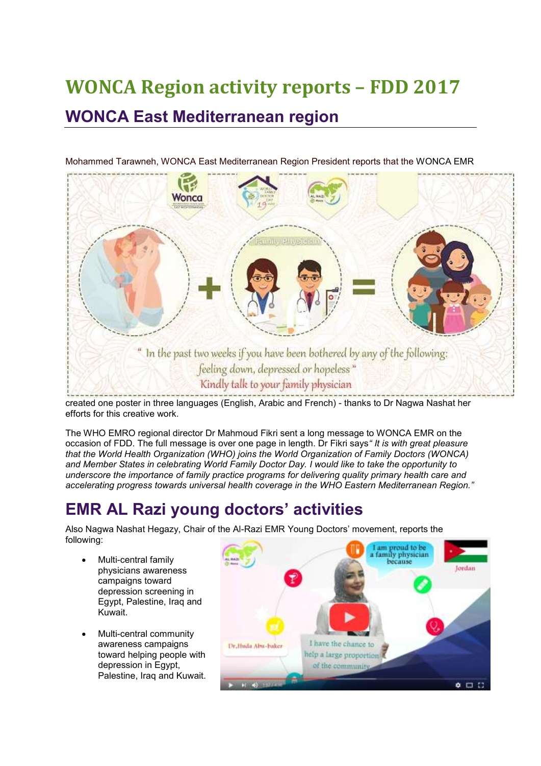# WONCA Region activity reports – FDD 2017

## WONCA East Mediterranean region

Mohammed Tarawneh, WONCA East Mediterranean Region President reports that the WONCA EMR created one poster in three languages (English, Arabic and French) - thanks to Dr Nagwa Nashat her efforts for this creative work.

The WHO EMRO regional director Dr Mahmoud Fikri sent a long message to WONCA EMR on the occasion of FDD. The full message is over one page in length. Dr Fikri says*" It is with great pleasure that the World Health Organization (WHO) joins the World Organization of Family Doctors (WONCA) and Member States in celebrating World Family Doctor Day. I would like to take the opportunity to underscore the importance of family practice programs for delivering quality primary health care and accelerating progress towards universal health coverage in the WHO Eastern Mediterranean Region."*

## EMR AL Razi young doctors' activities

Also Nagwa Nashat Hegazy, Chair of the Al-Razi EMR Young Doctors' movement, reports the following:

- Multi-central family physicians awareness campaigns toward depression screening in Egypt, Palestine, Iraq and Kuwait.
- Multi-central community awareness campaigns toward helping people with depression in Egypt, Palestine, Iraq and Kuwait.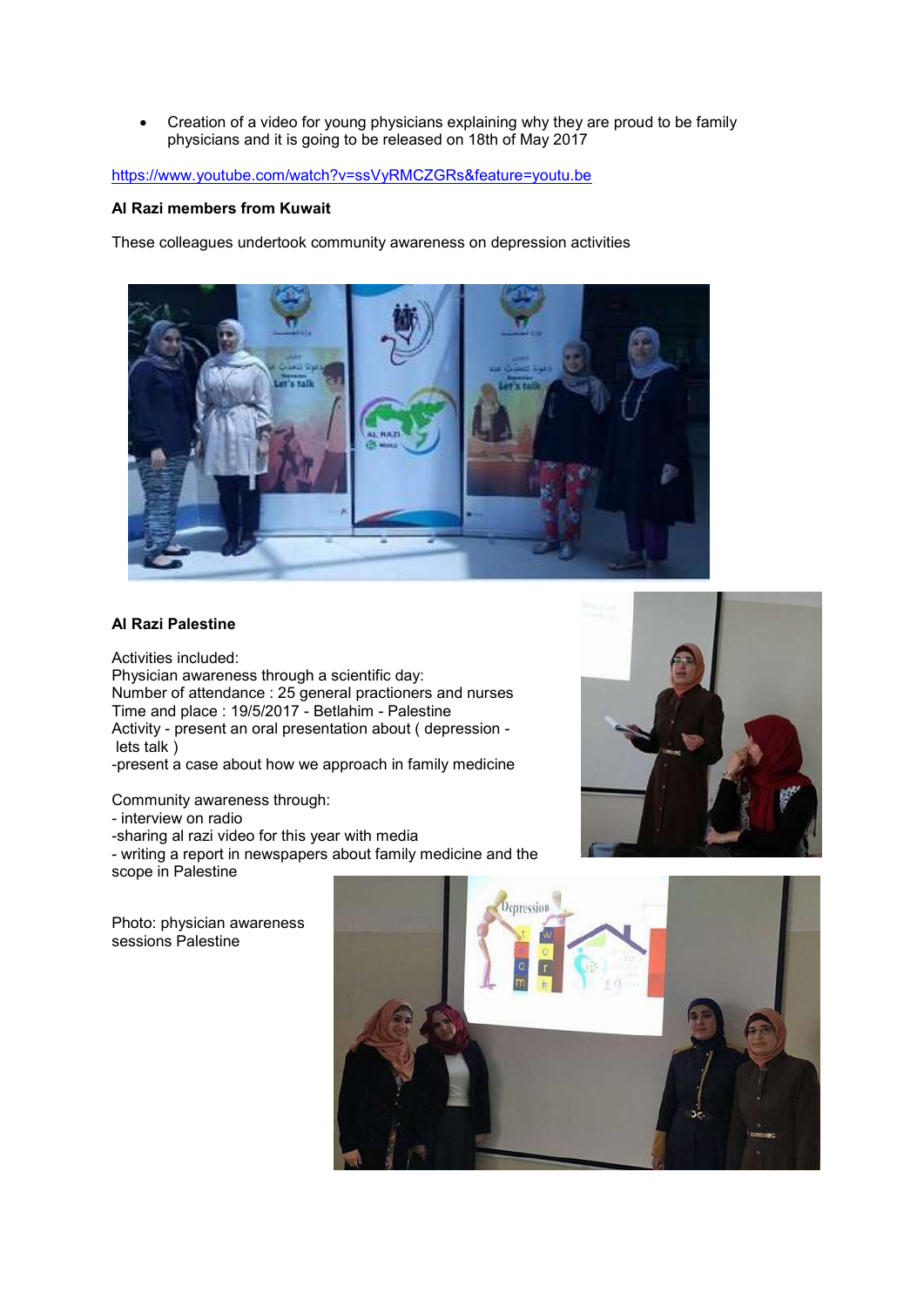- Creation of a video for young physicians explaining why they are proud to be family physicians and it is going to be released on 18th of May 2017

https://www.youtube.com/watch?v=ssVyRMCZGRs&feature=youtu.be

**Al Razi members from Kuwait**

These colleagues undertook community awareness on depression activities

**Al Razi Palestine**

Activities included:
Physician awareness through a scientific day:
Number of attendance : 25 general practioners and nurses
Time and place : 19/5/2017 - Betlahim - Palestine
Activity - present an oral presentation about ( depression - lets talk )
-present a case about how we approach in family medicine

Community awareness through:
- interview on radio
-sharing al razi video for this year with media
- writing a report in newspapers about family medicine and the scope in Palestine

Photo: physician awareness sessions Palestine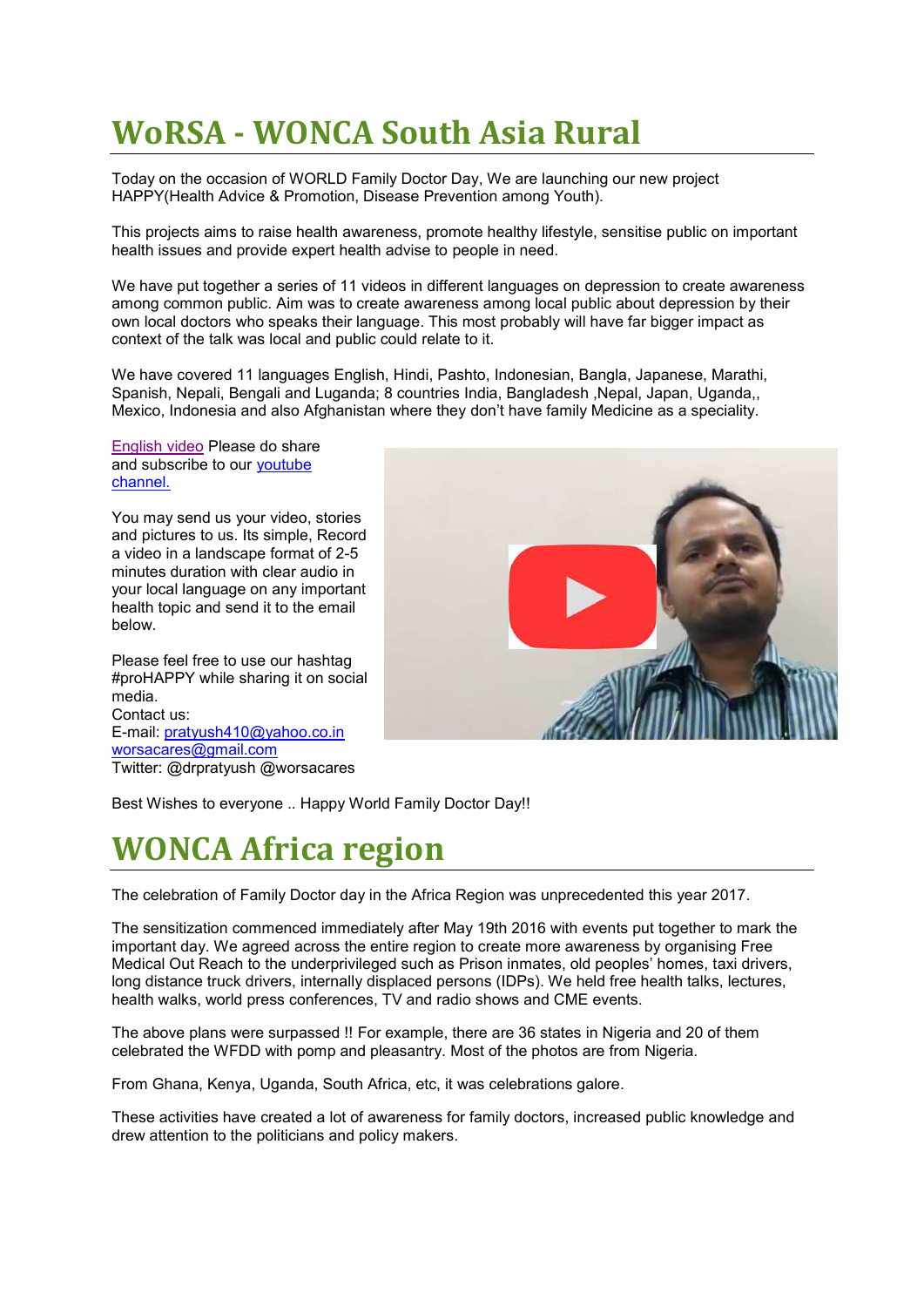# WoRSA - WONCA South Asia Rural

Today on the occasion of WORLD Family Doctor Day, We are launching our new project HAPPY(Health Advice & Promotion, Disease Prevention among Youth).

This projects aims to raise health awareness, promote healthy lifestyle, sensitise public on important health issues and provide expert health advise to people in need.

We have put together a series of 11 videos in different languages on depression to create awareness among common public. Aim was to create awareness among local public about depression by their own local doctors who speaks their language. This most probably will have far bigger impact as context of the talk was local and public could relate to it.

We have covered 11 languages English, Hindi, Pashto, Indonesian, Bangla, Japanese, Marathi, Spanish, Nepali, Bengali and Luganda; 8 countries India, Bangladesh ,Nepal, Japan, Uganda,, Mexico, Indonesia and also Afghanistan where they don't have family Medicine as a speciality.

English video Please do share and subscribe to our youtube channel.

You may send us your video, stories and pictures to us. Its simple, Record a video in a landscape format of 2-5 minutes duration with clear audio in your local language on any important health topic and send it to the email below.

Please feel free to use our hashtag #proHAPPY while sharing it on social media.
Contact us:
E-mail: pratyush410@yahoo.co.in
worsacares@gmail.com
Twitter: @drpratyush @worsacares

Best Wishes to everyone .. Happy World Family Doctor Day!!

# WONCA Africa region

The celebration of Family Doctor day in the Africa Region was unprecedented this year 2017.

The sensitization commenced immediately after May 19th 2016 with events put together to mark the important day. We agreed across the entire region to create more awareness by organising Free Medical Out Reach to the underprivileged such as Prison inmates, old peoples' homes, taxi drivers, long distance truck drivers, internally displaced persons (IDPs). We held free health talks, lectures, health walks, world press conferences, TV and radio shows and CME events.

The above plans were surpassed !! For example, there are 36 states in Nigeria and 20 of them celebrated the WFDD with pomp and pleasantry. Most of the photos are from Nigeria.

From Ghana, Kenya, Uganda, South Africa, etc, it was celebrations galore.

These activities have created a lot of awareness for family doctors, increased public knowledge and drew attention to the politicians and policy makers.